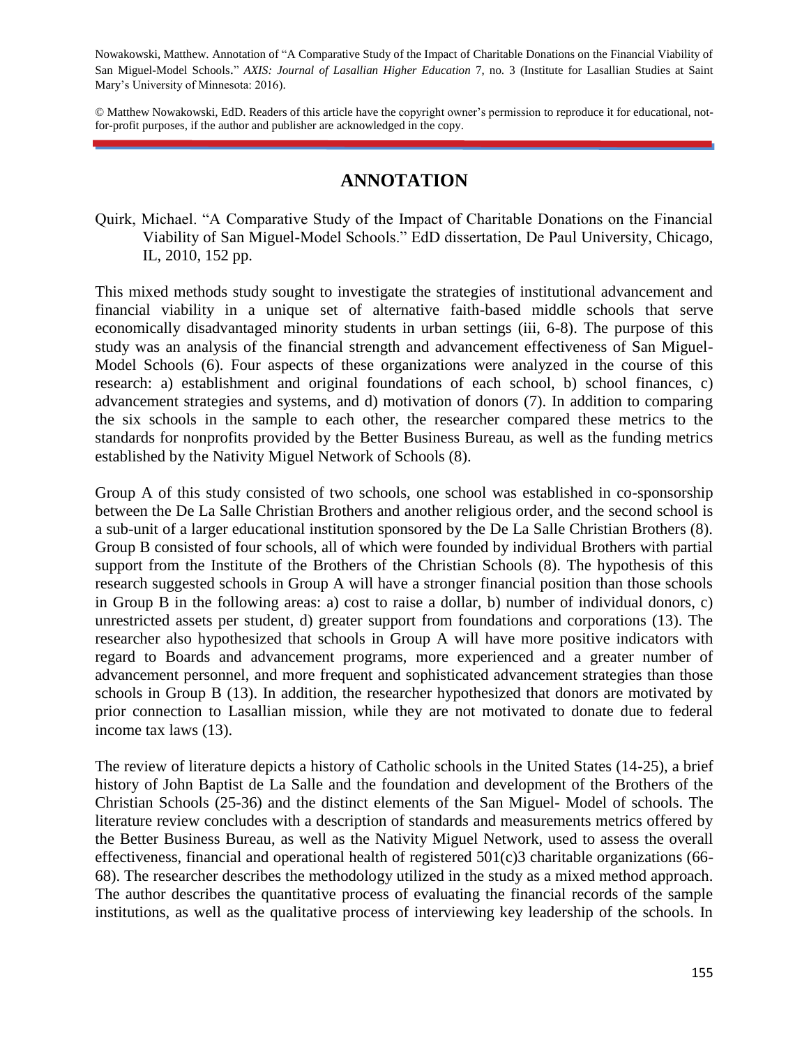Nowakowski, Matthew. Annotation of "A Comparative Study of the Impact of Charitable Donations on the Financial Viability of San Miguel-Model Schools." *AXIS: Journal of Lasallian Higher Education* 7, no. 3 (Institute for Lasallian Studies at Saint Mary's University of Minnesota: 2016).

© Matthew Nowakowski, EdD. Readers of this article have the copyright owner's permission to reproduce it for educational, not-for-profit purposes, if the author and publisher are acknowledged in the copy.

# ANNOTATION

Quirk, Michael. "A Comparative Study of the Impact of Charitable Donations on the Financial Viability of San Miguel-Model Schools." EdD dissertation, De Paul University, Chicago, IL, 2010, 152 pp.

This mixed methods study sought to investigate the strategies of institutional advancement and financial viability in a unique set of alternative faith-based middle schools that serve economically disadvantaged minority students in urban settings (iii, 6-8). The purpose of this study was an analysis of the financial strength and advancement effectiveness of San Miguel-Model Schools (6). Four aspects of these organizations were analyzed in the course of this research: a) establishment and original foundations of each school, b) school finances, c) advancement strategies and systems, and d) motivation of donors (7). In addition to comparing the six schools in the sample to each other, the researcher compared these metrics to the standards for nonprofits provided by the Better Business Bureau, as well as the funding metrics established by the Nativity Miguel Network of Schools (8).

Group A of this study consisted of two schools, one school was established in co-sponsorship between the De La Salle Christian Brothers and another religious order, and the second school is a sub-unit of a larger educational institution sponsored by the De La Salle Christian Brothers (8). Group B consisted of four schools, all of which were founded by individual Brothers with partial support from the Institute of the Brothers of the Christian Schools (8). The hypothesis of this research suggested schools in Group A will have a stronger financial position than those schools in Group B in the following areas: a) cost to raise a dollar, b) number of individual donors, c) unrestricted assets per student, d) greater support from foundations and corporations (13). The researcher also hypothesized that schools in Group A will have more positive indicators with regard to Boards and advancement programs, more experienced and a greater number of advancement personnel, and more frequent and sophisticated advancement strategies than those schools in Group B (13). In addition, the researcher hypothesized that donors are motivated by prior connection to Lasallian mission, while they are not motivated to donate due to federal income tax laws (13).

The review of literature depicts a history of Catholic schools in the United States (14-25), a brief history of John Baptist de La Salle and the foundation and development of the Brothers of the Christian Schools (25-36) and the distinct elements of the San Miguel- Model of schools. The literature review concludes with a description of standards and measurements metrics offered by the Better Business Bureau, as well as the Nativity Miguel Network, used to assess the overall effectiveness, financial and operational health of registered 501(c)3 charitable organizations (66-68). The researcher describes the methodology utilized in the study as a mixed method approach. The author describes the quantitative process of evaluating the financial records of the sample institutions, as well as the qualitative process of interviewing key leadership of the schools. In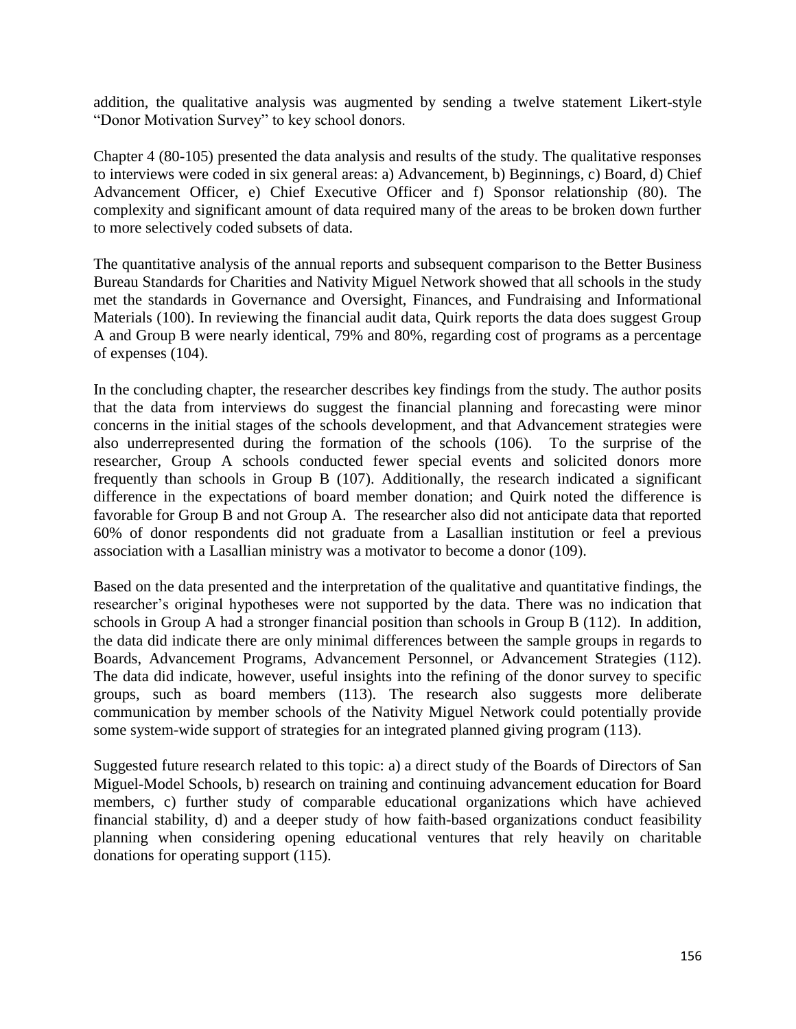addition, the qualitative analysis was augmented by sending a twelve statement Likert-style "Donor Motivation Survey" to key school donors.

Chapter 4 (80-105) presented the data analysis and results of the study. The qualitative responses to interviews were coded in six general areas: a) Advancement, b) Beginnings, c) Board, d) Chief Advancement Officer, e) Chief Executive Officer and f) Sponsor relationship (80). The complexity and significant amount of data required many of the areas to be broken down further to more selectively coded subsets of data.

The quantitative analysis of the annual reports and subsequent comparison to the Better Business Bureau Standards for Charities and Nativity Miguel Network showed that all schools in the study met the standards in Governance and Oversight, Finances, and Fundraising and Informational Materials (100). In reviewing the financial audit data, Quirk reports the data does suggest Group A and Group B were nearly identical, 79% and 80%, regarding cost of programs as a percentage of expenses (104).

In the concluding chapter, the researcher describes key findings from the study. The author posits that the data from interviews do suggest the financial planning and forecasting were minor concerns in the initial stages of the schools development, and that Advancement strategies were also underrepresented during the formation of the schools (106). To the surprise of the researcher, Group A schools conducted fewer special events and solicited donors more frequently than schools in Group B (107). Additionally, the research indicated a significant difference in the expectations of board member donation; and Quirk noted the difference is favorable for Group B and not Group A. The researcher also did not anticipate data that reported 60% of donor respondents did not graduate from a Lasallian institution or feel a previous association with a Lasallian ministry was a motivator to become a donor (109).

Based on the data presented and the interpretation of the qualitative and quantitative findings, the researcher's original hypotheses were not supported by the data. There was no indication that schools in Group A had a stronger financial position than schools in Group B (112). In addition, the data did indicate there are only minimal differences between the sample groups in regards to Boards, Advancement Programs, Advancement Personnel, or Advancement Strategies (112). The data did indicate, however, useful insights into the refining of the donor survey to specific groups, such as board members (113). The research also suggests more deliberate communication by member schools of the Nativity Miguel Network could potentially provide some system-wide support of strategies for an integrated planned giving program (113).

Suggested future research related to this topic: a) a direct study of the Boards of Directors of San Miguel-Model Schools, b) research on training and continuing advancement education for Board members, c) further study of comparable educational organizations which have achieved financial stability, d) and a deeper study of how faith-based organizations conduct feasibility planning when considering opening educational ventures that rely heavily on charitable donations for operating support (115).